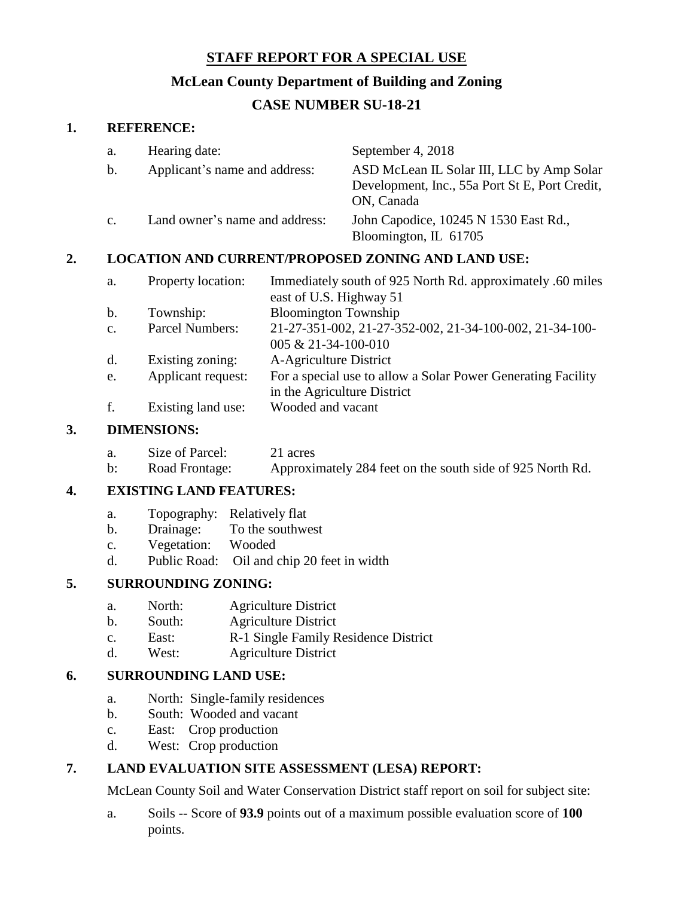# STAFF REPORT FOR A SPECIAL USE

## McLean County Department of Building and Zoning

## CASE NUMBER SU-18-21

**1. REFERENCE:**

a. Hearing date: September 4, 2018

b. Applicant's name and address: ASD McLean IL Solar III, LLC by Amp Solar Development, Inc., 55a Port St E, Port Credit, ON, Canada

c. Land owner's name and address: John Capodice, 10245 N 1530 East Rd., Bloomington, IL 61705

**2. LOCATION AND CURRENT/PROPOSED ZONING AND LAND USE:**

a. Property location: Immediately south of 925 North Rd. approximately .60 miles east of U.S. Highway 51

b. Township: Bloomington Township

c. Parcel Numbers: 21-27-351-002, 21-27-352-002, 21-34-100-002, 21-34-100-005 & 21-34-100-010

d. Existing zoning: A-Agriculture District

e. Applicant request: For a special use to allow a Solar Power Generating Facility in the Agriculture District

f. Existing land use: Wooded and vacant

**3. DIMENSIONS:**

a. Size of Parcel: 21 acres

b: Road Frontage: Approximately 284 feet on the south side of 925 North Rd.

**4. EXISTING LAND FEATURES:**

a. Topography: Relatively flat

b. Drainage: To the southwest

c. Vegetation: Wooded

d. Public Road: Oil and chip 20 feet in width

**5. SURROUNDING ZONING:**

a. North: Agriculture District

b. South: Agriculture District

c. East: R-1 Single Family Residence District

d. West: Agriculture District

**6. SURROUNDING LAND USE:**

a. North: Single-family residences

b. South: Wooded and vacant

c. East: Crop production

d. West: Crop production

**7. LAND EVALUATION SITE ASSESSMENT (LESA) REPORT:**

McLean County Soil and Water Conservation District staff report on soil for subject site:

a. Soils -- Score of **93.9** points out of a maximum possible evaluation score of **100** points.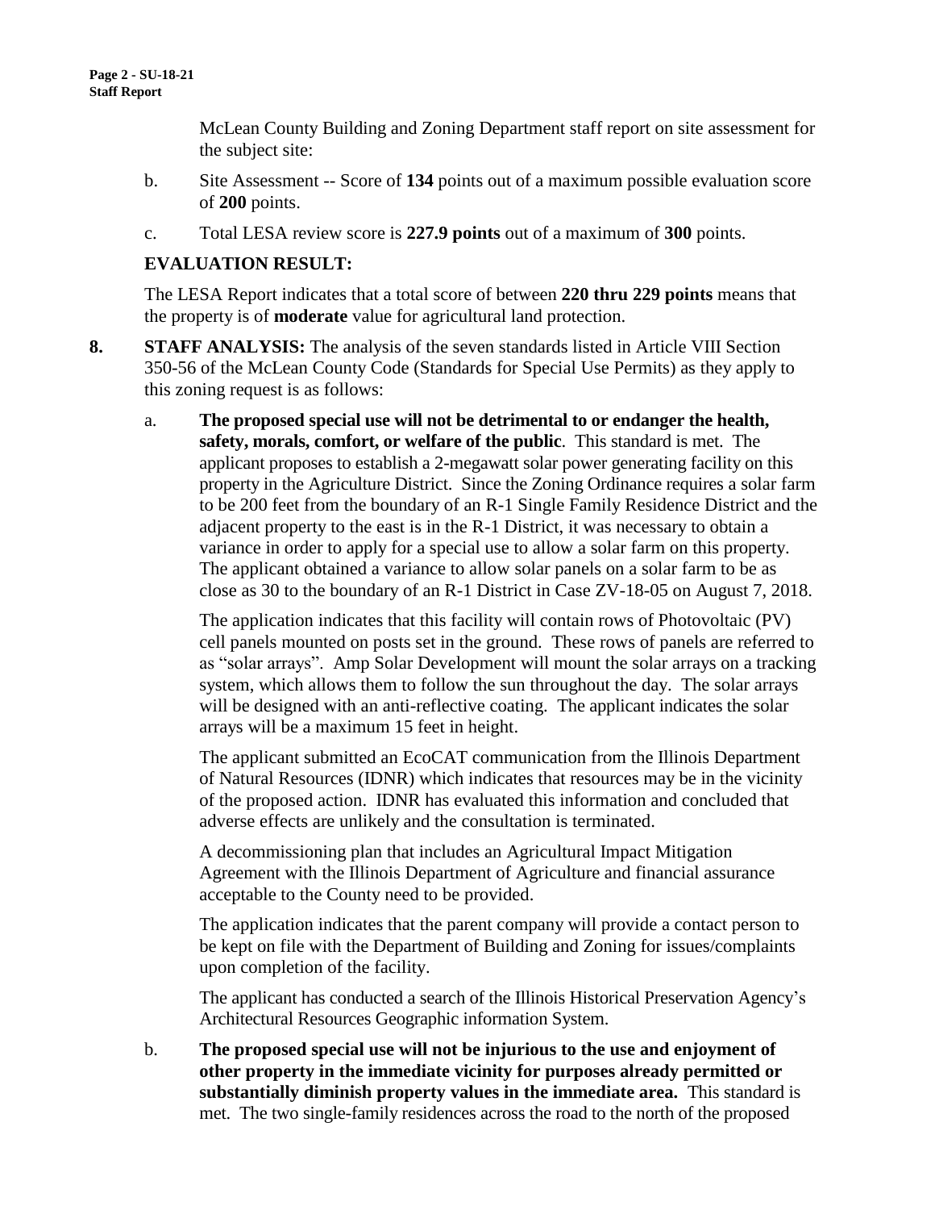McLean County Building and Zoning Department staff report on site assessment for the subject site:

b. Site Assessment -- Score of **134** points out of a maximum possible evaluation score of **200** points.

c. Total LESA review score is **227.9 points** out of a maximum of **300** points.

**EVALUATION RESULT:**

The LESA Report indicates that a total score of between **220 thru 229 points** means that the property is of **moderate** value for agricultural land protection.

**8. STAFF ANALYSIS:** The analysis of the seven standards listed in Article VIII Section 350-56 of the McLean County Code (Standards for Special Use Permits) as they apply to this zoning request is as follows:

a. **The proposed special use will not be detrimental to or endanger the health, safety, morals, comfort, or welfare of the public**. This standard is met. The applicant proposes to establish a 2-megawatt solar power generating facility on this property in the Agriculture District. Since the Zoning Ordinance requires a solar farm to be 200 feet from the boundary of an R-1 Single Family Residence District and the adjacent property to the east is in the R-1 District, it was necessary to obtain a variance in order to apply for a special use to allow a solar farm on this property. The applicant obtained a variance to allow solar panels on a solar farm to be as close as 30 to the boundary of an R-1 District in Case ZV-18-05 on August 7, 2018.

   The application indicates that this facility will contain rows of Photovoltaic (PV) cell panels mounted on posts set in the ground. These rows of panels are referred to as "solar arrays". Amp Solar Development will mount the solar arrays on a tracking system, which allows them to follow the sun throughout the day. The solar arrays will be designed with an anti-reflective coating. The applicant indicates the solar arrays will be a maximum 15 feet in height.

   The applicant submitted an EcoCAT communication from the Illinois Department of Natural Resources (IDNR) which indicates that resources may be in the vicinity of the proposed action. IDNR has evaluated this information and concluded that adverse effects are unlikely and the consultation is terminated.

   A decommissioning plan that includes an Agricultural Impact Mitigation Agreement with the Illinois Department of Agriculture and financial assurance acceptable to the County need to be provided.

   The application indicates that the parent company will provide a contact person to be kept on file with the Department of Building and Zoning for issues/complaints upon completion of the facility.

   The applicant has conducted a search of the Illinois Historical Preservation Agency's Architectural Resources Geographic information System.

b. **The proposed special use will not be injurious to the use and enjoyment of other property in the immediate vicinity for purposes already permitted or substantially diminish property values in the immediate area.** This standard is met. The two single-family residences across the road to the north of the proposed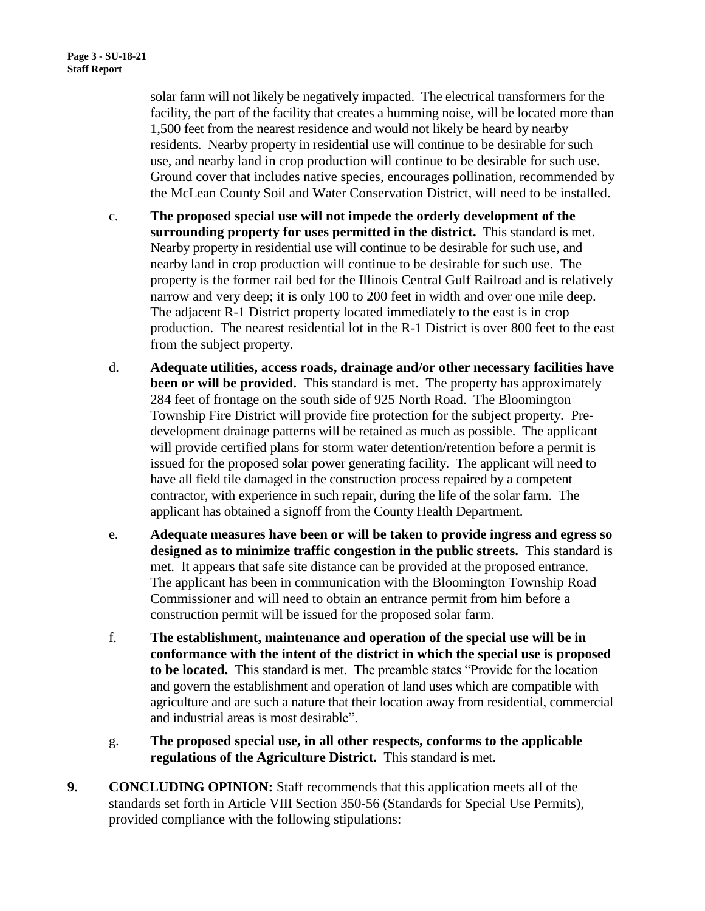solar farm will not likely be negatively impacted. The electrical transformers for the facility, the part of the facility that creates a humming noise, will be located more than 1,500 feet from the nearest residence and would not likely be heard by nearby residents. Nearby property in residential use will continue to be desirable for such use, and nearby land in crop production will continue to be desirable for such use. Ground cover that includes native species, encourages pollination, recommended by the McLean County Soil and Water Conservation District, will need to be installed.

c. **The proposed special use will not impede the orderly development of the surrounding property for uses permitted in the district.** This standard is met. Nearby property in residential use will continue to be desirable for such use, and nearby land in crop production will continue to be desirable for such use. The property is the former rail bed for the Illinois Central Gulf Railroad and is relatively narrow and very deep; it is only 100 to 200 feet in width and over one mile deep. The adjacent R-1 District property located immediately to the east is in crop production. The nearest residential lot in the R-1 District is over 800 feet to the east from the subject property.

d. **Adequate utilities, access roads, drainage and/or other necessary facilities have been or will be provided.** This standard is met. The property has approximately 284 feet of frontage on the south side of 925 North Road. The Bloomington Township Fire District will provide fire protection for the subject property. Pre-development drainage patterns will be retained as much as possible. The applicant will provide certified plans for storm water detention/retention before a permit is issued for the proposed solar power generating facility. The applicant will need to have all field tile damaged in the construction process repaired by a competent contractor, with experience in such repair, during the life of the solar farm. The applicant has obtained a signoff from the County Health Department.

e. **Adequate measures have been or will be taken to provide ingress and egress so designed as to minimize traffic congestion in the public streets.** This standard is met. It appears that safe site distance can be provided at the proposed entrance. The applicant has been in communication with the Bloomington Township Road Commissioner and will need to obtain an entrance permit from him before a construction permit will be issued for the proposed solar farm.

f. **The establishment, maintenance and operation of the special use will be in conformance with the intent of the district in which the special use is proposed to be located.** This standard is met. The preamble states "Provide for the location and govern the establishment and operation of land uses which are compatible with agriculture and are such a nature that their location away from residential, commercial and industrial areas is most desirable".

g. **The proposed special use, in all other respects, conforms to the applicable regulations of the Agriculture District.** This standard is met.

**9. CONCLUDING OPINION:** Staff recommends that this application meets all of the standards set forth in Article VIII Section 350-56 (Standards for Special Use Permits), provided compliance with the following stipulations: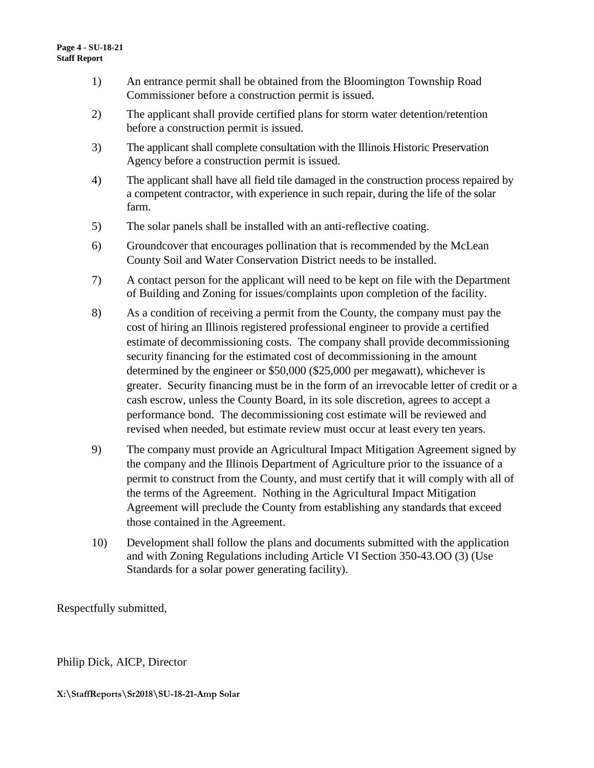1) An entrance permit shall be obtained from the Bloomington Township Road Commissioner before a construction permit is issued.

2) The applicant shall provide certified plans for storm water detention/retention before a construction permit is issued.

3) The applicant shall complete consultation with the Illinois Historic Preservation Agency before a construction permit is issued.

4) The applicant shall have all field tile damaged in the construction process repaired by a competent contractor, with experience in such repair, during the life of the solar farm.

5) The solar panels shall be installed with an anti-reflective coating.

6) Groundcover that encourages pollination that is recommended by the McLean County Soil and Water Conservation District needs to be installed.

7) A contact person for the applicant will need to be kept on file with the Department of Building and Zoning for issues/complaints upon completion of the facility.

8) As a condition of receiving a permit from the County, the company must pay the cost of hiring an Illinois registered professional engineer to provide a certified estimate of decommissioning costs. The company shall provide decommissioning security financing for the estimated cost of decommissioning in the amount determined by the engineer or $50,000 ($25,000 per megawatt), whichever is greater. Security financing must be in the form of an irrevocable letter of credit or a cash escrow, unless the County Board, in its sole discretion, agrees to accept a performance bond. The decommissioning cost estimate will be reviewed and revised when needed, but estimate review must occur at least every ten years.

9) The company must provide an Agricultural Impact Mitigation Agreement signed by the company and the Illinois Department of Agriculture prior to the issuance of a permit to construct from the County, and must certify that it will comply with all of the terms of the Agreement. Nothing in the Agricultural Impact Mitigation Agreement will preclude the County from establishing any standards that exceed those contained in the Agreement.

10) Development shall follow the plans and documents submitted with the application and with Zoning Regulations including Article VI Section 350-43.OO (3) (Use Standards for a solar power generating facility).

Respectfully submitted,

Philip Dick, AICP, Director

**X:\StaffReports\Sr2018\SU-18-21-Amp Solar**